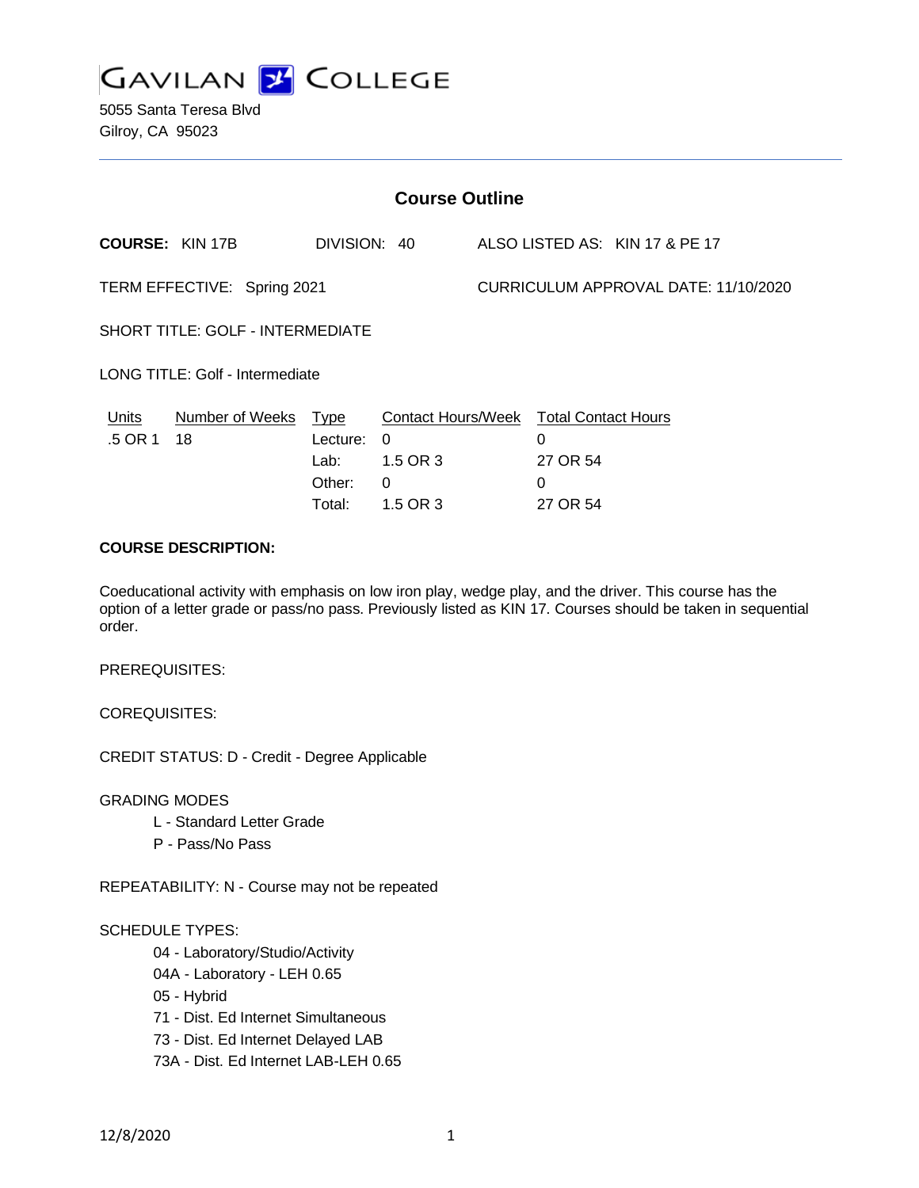GAVILAN COLLEGE

5055 Santa Teresa Blvd
Gilroy, CA 95023

## Course Outline

**COURSE:** KIN 17B DIVISION: 40 ALSO LISTED AS: KIN 17 & PE 17

TERM EFFECTIVE: Spring 2021 CURRICULUM APPROVAL DATE: 11/10/2020

SHORT TITLE: GOLF - INTERMEDIATE

LONG TITLE: Golf - Intermediate

| Units | Number of Weeks | Type | Contact Hours/Week | Total Contact Hours |
|---|---|---|---|---|
| .5 OR 1 | 18 | Lecture: | 0 | 0 |
| | | Lab: | 1.5 OR 3 | 27 OR 54 |
| | | Other: | 0 | 0 |
| | | Total: | 1.5 OR 3 | 27 OR 54 |

**COURSE DESCRIPTION:**

Coeducational activity with emphasis on low iron play, wedge play, and the driver. This course has the option of a letter grade or pass/no pass. Previously listed as KIN 17. Courses should be taken in sequential order.

PREREQUISITES:

COREQUISITES:

CREDIT STATUS: D - Credit - Degree Applicable

GRADING MODES

- L - Standard Letter Grade
- P - Pass/No Pass

REPEATABILITY: N - Course may not be repeated

SCHEDULE TYPES:

- 04 - Laboratory/Studio/Activity
- 04A - Laboratory - LEH 0.65
- 05 - Hybrid
- 71 - Dist. Ed Internet Simultaneous
- 73 - Dist. Ed Internet Delayed LAB
- 73A - Dist. Ed Internet LAB-LEH 0.65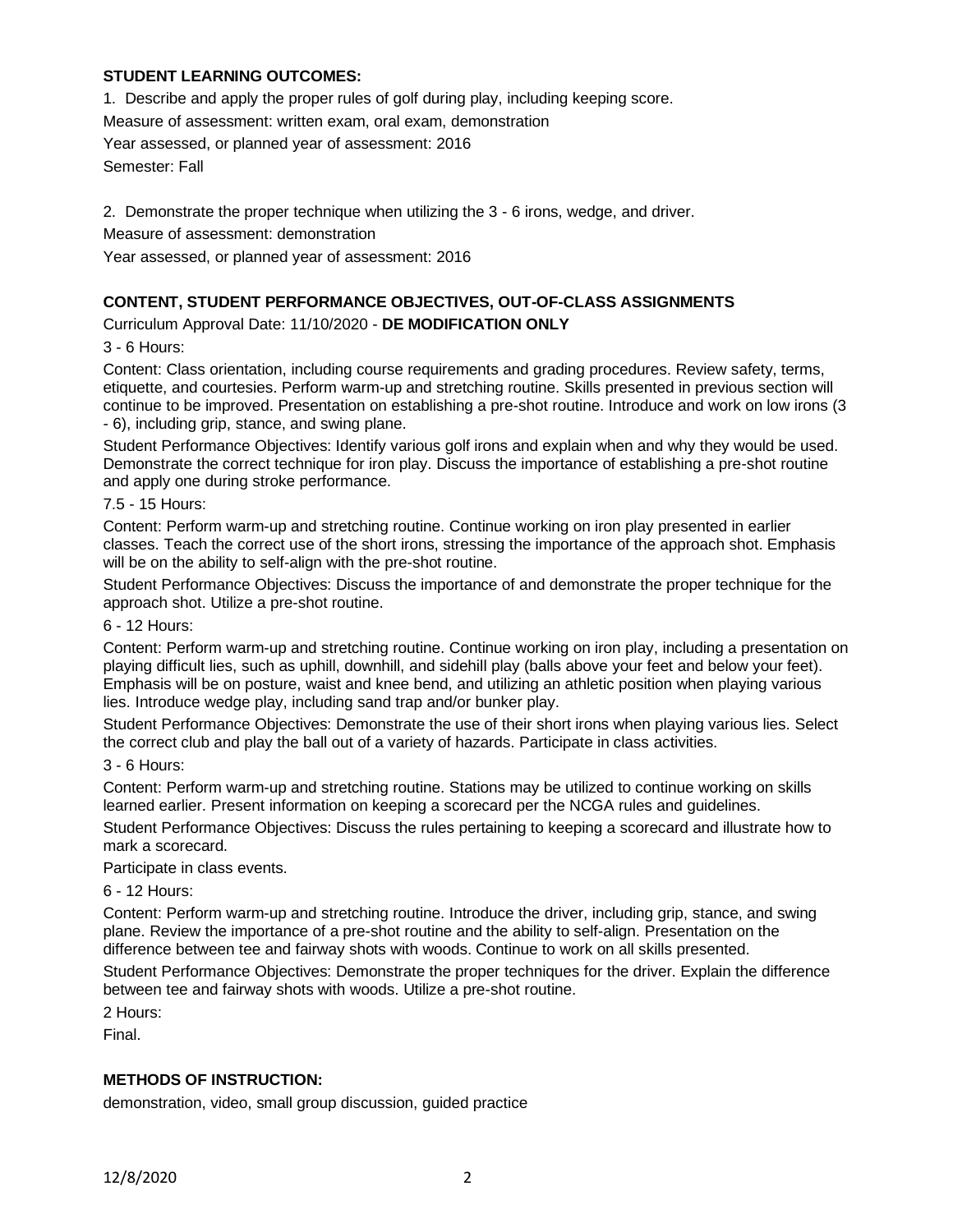### STUDENT LEARNING OUTCOMES:

1. Describe and apply the proper rules of golf during play, including keeping score.
Measure of assessment: written exam, oral exam, demonstration
Year assessed, or planned year of assessment: 2016
Semester: Fall

2. Demonstrate the proper technique when utilizing the 3 - 6 irons, wedge, and driver.
Measure of assessment: demonstration
Year assessed, or planned year of assessment: 2016

### CONTENT, STUDENT PERFORMANCE OBJECTIVES, OUT-OF-CLASS ASSIGNMENTS

Curriculum Approval Date: 11/10/2020 - **DE MODIFICATION ONLY**

3 - 6 Hours:

Content: Class orientation, including course requirements and grading procedures. Review safety, terms, etiquette, and courtesies. Perform warm-up and stretching routine. Skills presented in previous section will continue to be improved. Presentation on establishing a pre-shot routine. Introduce and work on low irons (3 - 6), including grip, stance, and swing plane.

Student Performance Objectives: Identify various golf irons and explain when and why they would be used. Demonstrate the correct technique for iron play. Discuss the importance of establishing a pre-shot routine and apply one during stroke performance.

7.5 - 15 Hours:

Content: Perform warm-up and stretching routine. Continue working on iron play presented in earlier classes. Teach the correct use of the short irons, stressing the importance of the approach shot. Emphasis will be on the ability to self-align with the pre-shot routine.

Student Performance Objectives: Discuss the importance of and demonstrate the proper technique for the approach shot. Utilize a pre-shot routine.

6 - 12 Hours:

Content: Perform warm-up and stretching routine. Continue working on iron play, including a presentation on playing difficult lies, such as uphill, downhill, and sidehill play (balls above your feet and below your feet). Emphasis will be on posture, waist and knee bend, and utilizing an athletic position when playing various lies. Introduce wedge play, including sand trap and/or bunker play.

Student Performance Objectives: Demonstrate the use of their short irons when playing various lies. Select the correct club and play the ball out of a variety of hazards. Participate in class activities.

3 - 6 Hours:

Content: Perform warm-up and stretching routine. Stations may be utilized to continue working on skills learned earlier. Present information on keeping a scorecard per the NCGA rules and guidelines.

Student Performance Objectives: Discuss the rules pertaining to keeping a scorecard and illustrate how to mark a scorecard.

Participate in class events.

6 - 12 Hours:

Content: Perform warm-up and stretching routine. Introduce the driver, including grip, stance, and swing plane. Review the importance of a pre-shot routine and the ability to self-align. Presentation on the difference between tee and fairway shots with woods. Continue to work on all skills presented.

Student Performance Objectives: Demonstrate the proper techniques for the driver. Explain the difference between tee and fairway shots with woods. Utilize a pre-shot routine.

2 Hours:

Final.

### METHODS OF INSTRUCTION:

demonstration, video, small group discussion, guided practice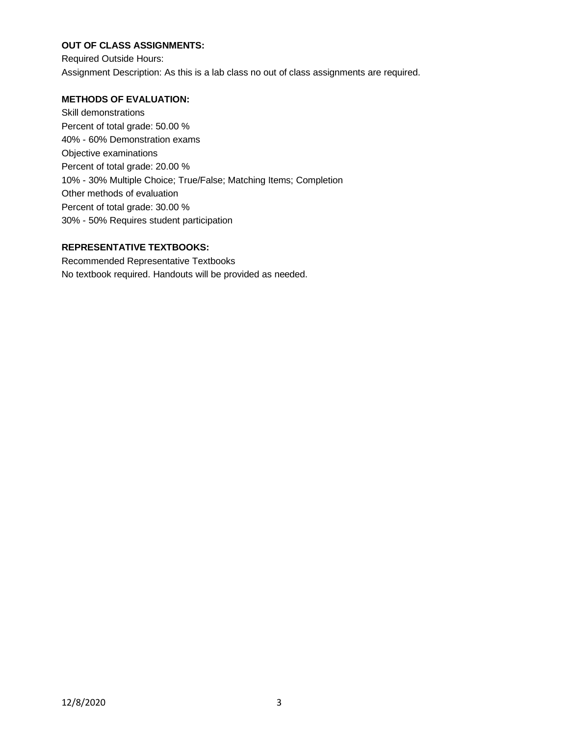**OUT OF CLASS ASSIGNMENTS:**

Required Outside Hours:

Assignment Description: As this is a lab class no out of class assignments are required.

**METHODS OF EVALUATION:**

Skill demonstrations

Percent of total grade: 50.00 %

40% - 60% Demonstration exams

Objective examinations

Percent of total grade: 20.00 %

10% - 30% Multiple Choice; True/False; Matching Items; Completion

Other methods of evaluation

Percent of total grade: 30.00 %

30% - 50% Requires student participation

**REPRESENTATIVE TEXTBOOKS:**

Recommended Representative Textbooks

No textbook required. Handouts will be provided as needed.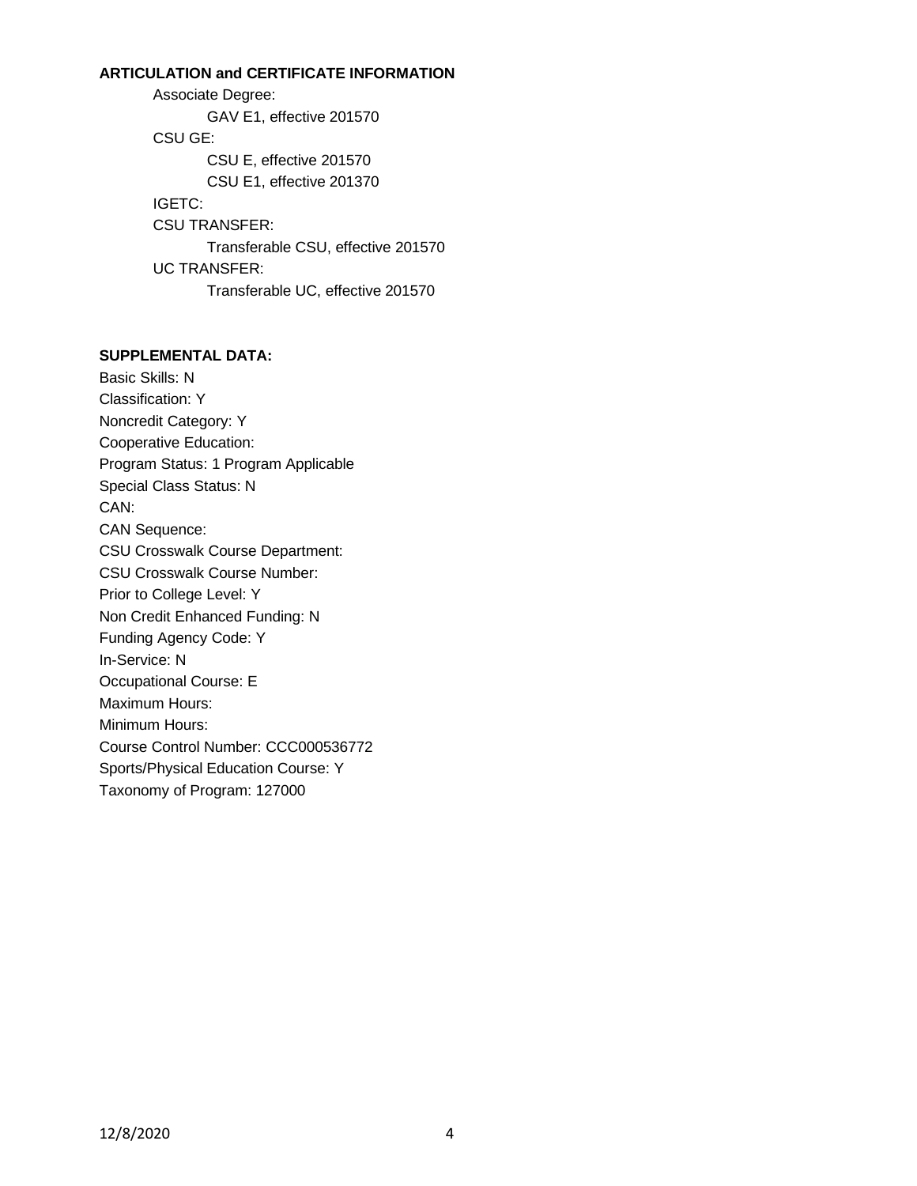**ARTICULATION and CERTIFICATE INFORMATION**

Associate Degree:
- GAV E1, effective 201570

CSU GE:
- CSU E, effective 201570
- CSU E1, effective 201370

IGETC:

CSU TRANSFER:
- Transferable CSU, effective 201570

UC TRANSFER:
- Transferable UC, effective 201570

**SUPPLEMENTAL DATA:**

Basic Skills: N
Classification: Y
Noncredit Category: Y
Cooperative Education:
Program Status: 1 Program Applicable
Special Class Status: N
CAN:
CAN Sequence:
CSU Crosswalk Course Department:
CSU Crosswalk Course Number:
Prior to College Level: Y
Non Credit Enhanced Funding: N
Funding Agency Code: Y
In-Service: N
Occupational Course: E
Maximum Hours:
Minimum Hours:
Course Control Number: CCC000536772
Sports/Physical Education Course: Y
Taxonomy of Program: 127000